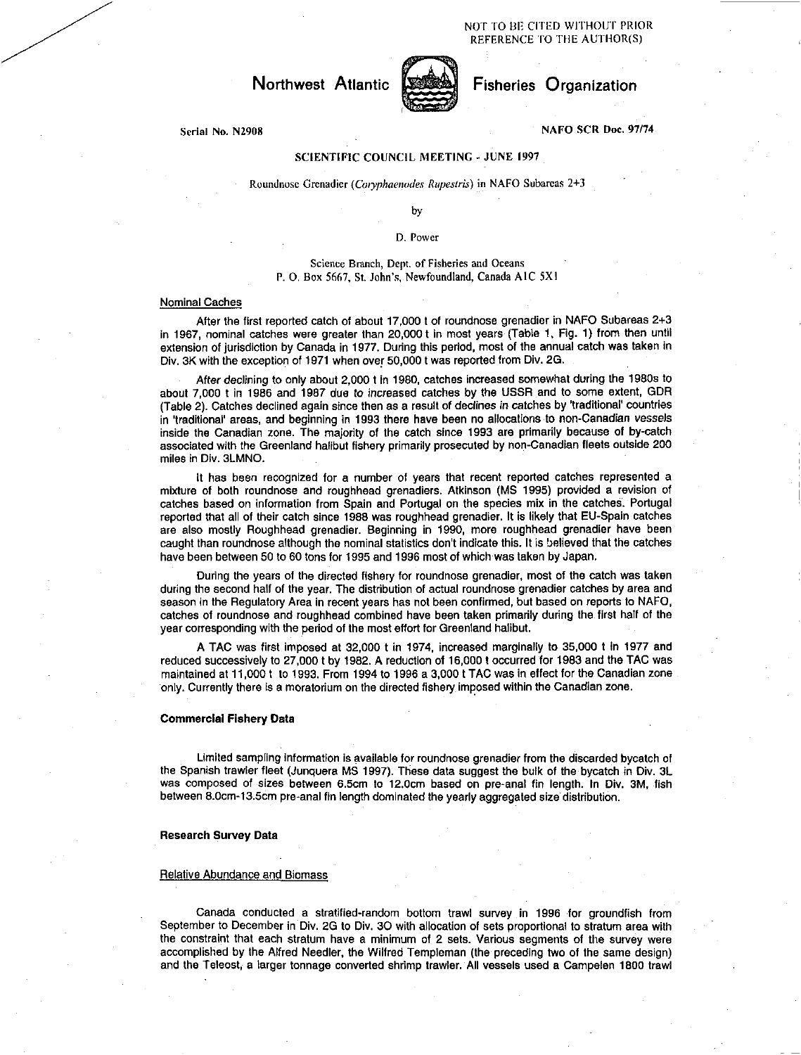NOT TO BE CITED WITHOUT PRIOR REFERENCE TO THE AUTHOR(S)

# Northwest Atlantic Fisheries Organization

Serial No. N2908 NAFO SCR Doc. 97/74

## SCIENTIFIC COUNCIL MEETING - JUNE 1997

Roundnose Grenadier (*Coryphaenodes Rupestris*) in NAFO Subareas 2+3

by

D. Power

Science Branch, Dept. of Fisheries and Oceans
P. O. Box 5667, St. John's, Newfoundland, Canada A1C 5X1

### Nominal Caches

After the first reported catch of about 17,000 t of roundnose grenadier in NAFO Subareas 2+3 in 1967, nominal catches were greater than 20,000 t in most years (Table 1, Fig. 1) from then until extension of jurisdiction by Canada in 1977. During this period, most of the annual catch was taken in Div. 3K with the exception of 1971 when over 50,000 t was reported from Div. 2G.

After declining to only about 2,000 t in 1980, catches increased somewhat during the 1980s to about 7,000 t in 1986 and 1987 due to increased catches by the USSR and to some extent, GDR (Table 2). Catches declined again since then as a result of declines in catches by 'traditional' countries in 'traditional' areas, and beginning in 1993 there have been no allocations to non-Canadian vessels inside the Canadian zone. The majority of the catch since 1993 are primarily because of by-catch associated with the Greenland halibut fishery primarily prosecuted by non-Canadian fleets outside 200 miles in Div. 3LMNO.

It has been recognized for a number of years that recent reported catches represented a mixture of both roundnose and roughhead grenadiers. Atkinson (MS 1995) provided a revision of catches based on information from Spain and Portugal on the species mix in the catches. Portugal reported that all of their catch since 1988 was roughhead grenadier. It is likely that EU-Spain catches are also mostly Roughhead grenadier. Beginning in 1990, more roughhead grenadier have been caught than roundnose although the nominal statistics don't indicate this. It is believed that the catches have been between 50 to 60 tons for 1995 and 1996 most of which was taken by Japan.

During the years of the directed fishery for roundnose grenadier, most of the catch was taken during the second half of the year. The distribution of actual roundnose grenadier catches by area and season in the Regulatory Area in recent years has not been confirmed, but based on reports to NAFO, catches of roundnose and roughhead combined have been taken primarily during the first half of the year corresponding with the period of the most effort for Greenland halibut.

A TAC was first imposed at 32,000 t in 1974, increased marginally to 35,000 t in 1977 and reduced successively to 27,000 t by 1982. A reduction of 16,000 t occurred for 1983 and the TAC was maintained at 11,000 t to 1993. From 1994 to 1996 a 3,000 t TAC was in effect for the Canadian zone only. Currently there is a moratorium on the directed fishery imposed within the Canadian zone.

### Commercial Fishery Data

Limited sampling information is available for roundnose grenadier from the discarded bycatch of the Spanish trawler fleet (Junquera MS 1997). These data suggest the bulk of the bycatch in Div. 3L was composed of sizes between 6.5cm to 12.0cm based on pre-anal fin length. In Div. 3M, fish between 8.0cm-13.5cm pre-anal fin length dominated the yearly aggregated size distribution.

### Research Survey Data

#### Relative Abundance and Biomass

Canada conducted a stratified-random bottom trawl survey in 1996 for groundfish from September to December in Div. 2G to Div. 3O with allocation of sets proportional to stratum area with the constraint that each stratum have a minimum of 2 sets. Various segments of the survey were accomplished by the Alfred Needler, the Wilfred Templeman (the preceding two of the same design) and the Teleost, a larger tonnage converted shrimp trawler. All vessels used a Campelen 1800 trawl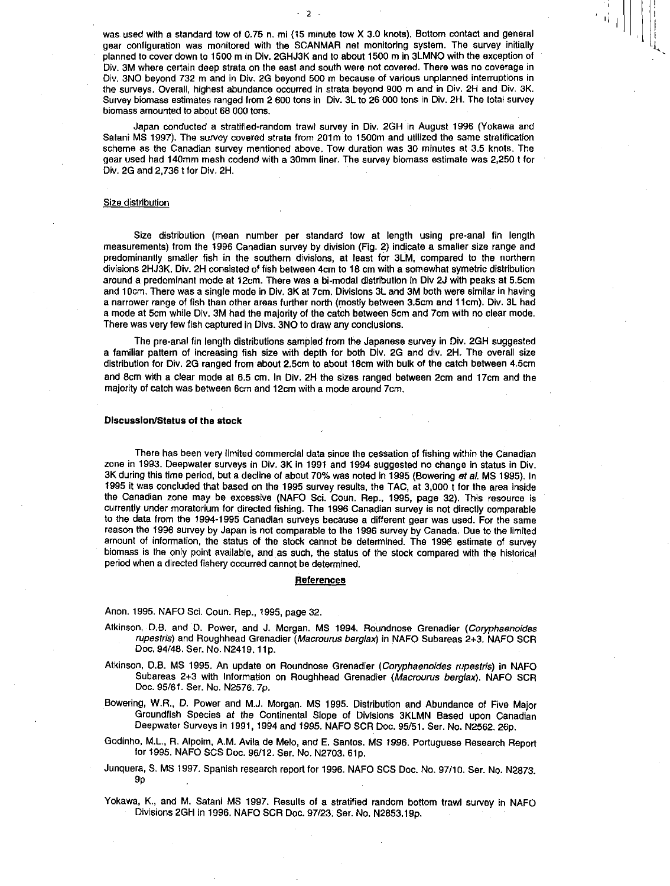was used with a standard tow of 0.75 n. mi (15 minute tow X 3.0 knots). Bottom contact and general gear configuration was monitored with the SCANMAR net monitoring system. The survey initially planned to cover down to 1500 m in Div. 2GHJ3K and to about 1500 m in 3LMNO with the exception of Div. 3M where certain deep strata on the east and south were not covered. There was no coverage in Div. 3NO beyond 732 m and in Div. 2G beyond 500 m because of various unplanned interruptions in the surveys. Overall, highest abundance occurred in strata beyond 900 m and in Div. 2H and Div. 3K. Survey biomass estimates ranged from 2 600 tons in Div. 3L to 26 000 tons in Div. 2H. The total survey biomass amounted to about 68 000 tons.

Japan conducted a stratified-random trawl survey in Div. 2GH in August 1996 (Yokawa and Satani MS 1997). The survey covered strata from 201m to 1500m and utilized the same stratification scheme as the Canadian survey mentioned above. Tow duration was 30 minutes at 3.5 knots. The gear used had 140mm mesh codend with a 30mm liner. The survey biomass estimate was 2,250 t for Div. 2G and 2,736 t for Div. 2H.

## Size distribution

Size distribution (mean number per standard tow at length using pre-anal fin length measurements) from the 1996 Canadian survey by division (Fig. 2) indicate a smaller size range and predominantly smaller fish in the southern divisions, at least for 3LM, compared to the northern divisions 2HJ3K. Div. 2H consisted of fish between 4cm to 18 cm with a somewhat symetric distribution around a predominant mode at 12cm. There was a bi-modal distribution in Div 2J with peaks at 5.5cm and 10cm. There was a single mode in Div. 3K at 7cm. Divisions 3L and 3M both were similar in having a narrower range of fish than other areas further north (mostly between 3.5cm and 11cm). Div. 3L had a mode at 5cm while Div. 3M had the majority of the catch between 5cm and 7cm with no clear mode. There was very few fish captured in Divs. 3NO to draw any conclusions.

The pre-anal fin length distributions sampled from the Japanese survey in Div. 2GH suggested a familiar pattern of increasing fish size with depth for both Div. 2G and div. 2H. The overall size distribution for Div. 2G ranged from about 2.5cm to about 18cm with bulk of the catch between 4.5cm and 8cm with a clear mode at 6.5 cm. In Div. 2H the sizes ranged between 2cm and 17cm and the majority of catch was between 6cm and 12cm with a mode around 7cm.

## Discussion/Status of the stock

There has been very limited commercial data since the cessation of fishing within the Canadian zone in 1993. Deepwater surveys in Div. 3K in 1991 and 1994 suggested no change in status in Div. 3K during this time period, but a decline of about 70% was noted in 1995 (Bowering *et al.* MS 1995). In 1995 it was concluded that based on the 1995 survey results, the TAC, at 3,000 t for the area inside the Canadian zone may be excessive (NAFO Sci. Coun. Rep., 1995, page 32). This resource is currently under moratorium for directed fishing. The 1996 Canadian survey is not directly comparable to the data from the 1994-1995 Canadian surveys because a different gear was used. For the same reason the 1996 survey by Japan is not comparable to the 1996 survey by Canada. Due to the limited amount of information, the status of the stock cannot be determined. The 1996 estimate of survey biomass is the only point available, and as such, the status of the stock compared with the historical period when a directed fishery occurred cannot be determined.

## References

Anon. 1995. NAFO Sci. Coun. Rep., 1995, page 32.

Atkinson, D.B. and D. Power, and J. Morgan. MS 1994. Roundnose Grenadier (*Coryphaenoides rupestris*) and Roughhead Grenadier (*Macrourus berglax*) in NAFO Subareas 2+3. NAFO SCR Doc. 94/48. Ser. No. N2419. 11p.

Atkinson, D.B. MS 1995. An update on Roundnose Grenadier (*Coryphaenoides rupestris*) in NAFO Subareas 2+3 with information on Roughhead Grenadier (*Macrourus berglax*). NAFO SCR Doc. 95/61. Ser. No. N2576. 7p.

Bowering, W.R., D. Power and M.J. Morgan. MS 1995. Distribution and Abundance of Five Major Groundfish Species at the Continental Slope of Divisions 3KLMN Based upon Canadian Deepwater Surveys in 1991, 1994 and 1995. NAFO SCR Doc. 95/51. Ser. No. N2562. 26p.

Godinho, M.L., R. Alpoim, A.M. Avila de Melo, and E. Santos. MS 1996. Portuguese Research Report for 1995. NAFO SCS Doc. 96/12. Ser. No. N2703. 61p.

Junquera, S. MS 1997. Spanish research report for 1996. NAFO SCS Doc. No. 97/10. Ser. No. N2873. 9p

Yokawa, K., and M. Satani MS 1997. Results of a stratified random bottom trawl survey in NAFO Divisions 2GH in 1996. NAFO SCR Doc. 97/23. Ser. No. N2853.19p.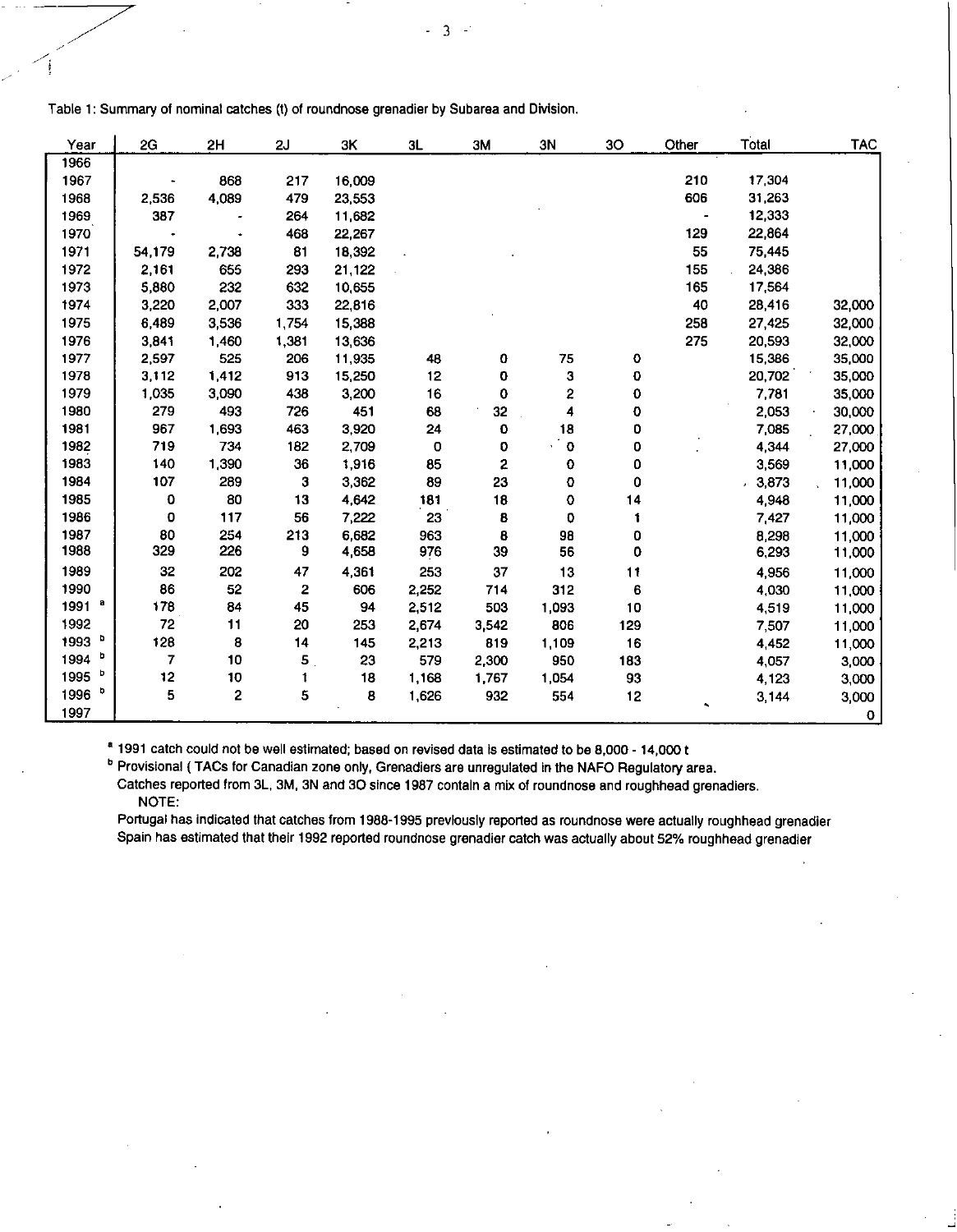Table 1: Summary of nominal catches (t) of roundnose grenadier by Subarea and Division.

| Year | 2G | 2H | 2J | 3K | 3L | 3M | 3N | 3O | Other | Total | TAC |
|---|---|---|---|---|---|---|---|---|---|---|---|
| 1966 | | | | | | | | | | | |
| 1967 | - | 868 | 217 | 16,009 | | | | | 210 | 17,304 | |
| 1968 | 2,536 | 4,089 | 479 | 23,553 | | | | | 606 | 31,263 | |
| 1969 | 387 | - | 264 | 11,682 | | | | | - | 12,333 | |
| 1970 | - | - | 468 | 22,267 | | | | | 129 | 22,864 | |
| 1971 | 54,179 | 2,738 | 81 | 18,392 | | | | | 55 | 75,445 | |
| 1972 | 2,161 | 655 | 293 | 21,122 | | | | | 155 | 24,386 | |
| 1973 | 5,880 | 232 | 632 | 10,655 | | | | | 165 | 17,564 | |
| 1974 | 3,220 | 2,007 | 333 | 22,816 | | | | | 40 | 28,416 | 32,000 |
| 1975 | 6,489 | 3,536 | 1,754 | 15,388 | | | | | 258 | 27,425 | 32,000 |
| 1976 | 3,841 | 1,460 | 1,381 | 13,636 | | | | | 275 | 20,593 | 32,000 |
| 1977 | 2,597 | 525 | 206 | 11,935 | 48 | 0 | 75 | 0 | | 15,386 | 35,000 |
| 1978 | 3,112 | 1,412 | 913 | 15,250 | 12 | 0 | 3 | 0 | | 20,702 | 35,000 |
| 1979 | 1,035 | 3,090 | 438 | 3,200 | 16 | 0 | 2 | 0 | | 7,781 | 35,000 |
| 1980 | 279 | 493 | 726 | 451 | 68 | 32 | 4 | 0 | | 2,053 | 30,000 |
| 1981 | 967 | 1,693 | 463 | 3,920 | 24 | 0 | 18 | 0 | | 7,085 | 27,000 |
| 1982 | 719 | 734 | 182 | 2,709 | 0 | 0 | 0 | 0 | | 4,344 | 27,000 |
| 1983 | 140 | 1,390 | 36 | 1,916 | 85 | 2 | 0 | 0 | | 3,569 | 11,000 |
| 1984 | 107 | 289 | 3 | 3,362 | 89 | 23 | 0 | 0 | | 3,873 | 11,000 |
| 1985 | 0 | 80 | 13 | 4,642 | 181 | 18 | 0 | 14 | | 4,948 | 11,000 |
| 1986 | 0 | 117 | 56 | 7,222 | 23 | 8 | 0 | 1 | | 7,427 | 11,000 |
| 1987 | 80 | 254 | 213 | 6,682 | 963 | 8 | 98 | 0 | | 8,298 | 11,000 |
| 1988 | 329 | 226 | 9 | 4,658 | 976 | 39 | 56 | 0 | | 6,293 | 11,000 |
| 1989 | 32 | 202 | 47 | 4,361 | 253 | 37 | 13 | 11 | | 4,956 | 11,000 |
| 1990 | 86 | 52 | 2 | 606 | 2,252 | 714 | 312 | 6 | | 4,030 | 11,000 |
| 1991 [a] | 178 | 84 | 45 | 94 | 2,512 | 503 | 1,093 | 10 | | 4,519 | 11,000 |
| 1992 | 72 | 11 | 20 | 253 | 2,674 | 3,542 | 806 | 129 | | 7,507 | 11,000 |
| 1993 [b] | 128 | 8 | 14 | 145 | 2,213 | 819 | 1,109 | 16 | | 4,452 | 11,000 |
| 1994 [b] | 7 | 10 | 5 | 23 | 579 | 2,300 | 950 | 183 | | 4,057 | 3,000 |
| 1995 [b] | 12 | 10 | 1 | 18 | 1,168 | 1,767 | 1,054 | 93 | | 4,123 | 3,000 |
| 1996 [b] | 5 | 2 | 5 | 8 | 1,626 | 932 | 554 | 12 | | 3,144 | 3,000 |
| 1997 | | | | | | | | | | | 0 |

[a] 1991 catch could not be well estimated; based on revised data is estimated to be 8,000 - 14,000 t

[b] Provisional ( TACs for Canadian zone only, Grenadiers are unregulated in the NAFO Regulatory area.

Catches reported from 3L, 3M, 3N and 3O since 1987 contain a mix of roundnose and roughhead grenadiers.

NOTE:

Portugal has indicated that catches from 1988-1995 previously reported as roundnose were actually roughhead grenadier

Spain has estimated that their 1992 reported roundnose grenadier catch was actually about 52% roughhead grenadier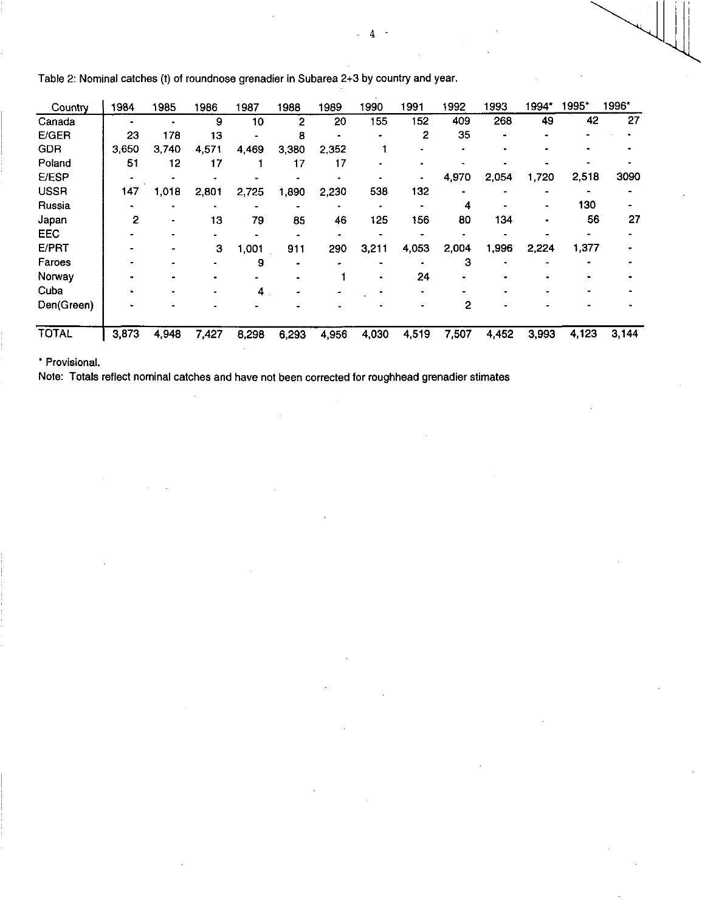Table 2: Nominal catches (t) of roundnose grenadier in Subarea 2+3 by country and year.

| Country | 1984 | 1985 | 1986 | 1987 | 1988 | 1989 | 1990 | 1991 | 1992 | 1993 | 1994* | 1995* | 1996* |
|---|---|---|---|---|---|---|---|---|---|---|---|---|---|
| Canada | - | - | 9 | 10 | 2 | 20 | 155 | 152 | 409 | 268 | 49 | 42 | 27 |
| E/GER | 23 | 178 | 13 | - | 8 | - | - | 2 | 35 | - | - | - | - |
| GDR | 3,650 | 3,740 | 4,571 | 4,469 | 3,380 | 2,352 | 1 | - | - | - | - | - | - |
| Poland | 51 | 12 | 17 | 1 | 17 | 17 | - | - | - | - | - | - | - |
| E/ESP | - | - | - | - | - | - | - | - | 4,970 | 2,054 | 1,720 | 2,518 | 3090 |
| USSR | 147 | 1,018 | 2,801 | 2,725 | 1,890 | 2,230 | 538 | 132 | - | - | - | - | - |
| Russia | - | - | - | - | - | - | - | - | 4 | - | - | 130 | - |
| Japan | 2 | - | 13 | 79 | 85 | 46 | 125 | 156 | 80 | 134 | - | 56 | 27 |
| EEC | - | - | - | - | - | - | - | - | - | - | - | - | - |
| E/PRT | - | - | 3 | 1,001 | 911 | 290 | 3,211 | 4,053 | 2,004 | 1,996 | 2,224 | 1,377 | - |
| Faroes | - | - | - | 9 | - | - | - | - | 3 | - | - | - | - |
| Norway | - | - | - | - | - | 1 | - | 24 | - | - | - | - | - |
| Cuba | - | - | - | 4 | - | - | - | - | - | - | - | - | - |
| Den(Green) | - | - | - | - | - | - | - | - | 2 | - | - | - | - |
| TOTAL | 3,873 | 4,948 | 7,427 | 8,298 | 6,293 | 4,956 | 4,030 | 4,519 | 7,507 | 4,452 | 3,993 | 4,123 | 3,144 |

\* Provisional.

Note: Totals reflect nominal catches and have not been corrected for roughhead grenadier stimates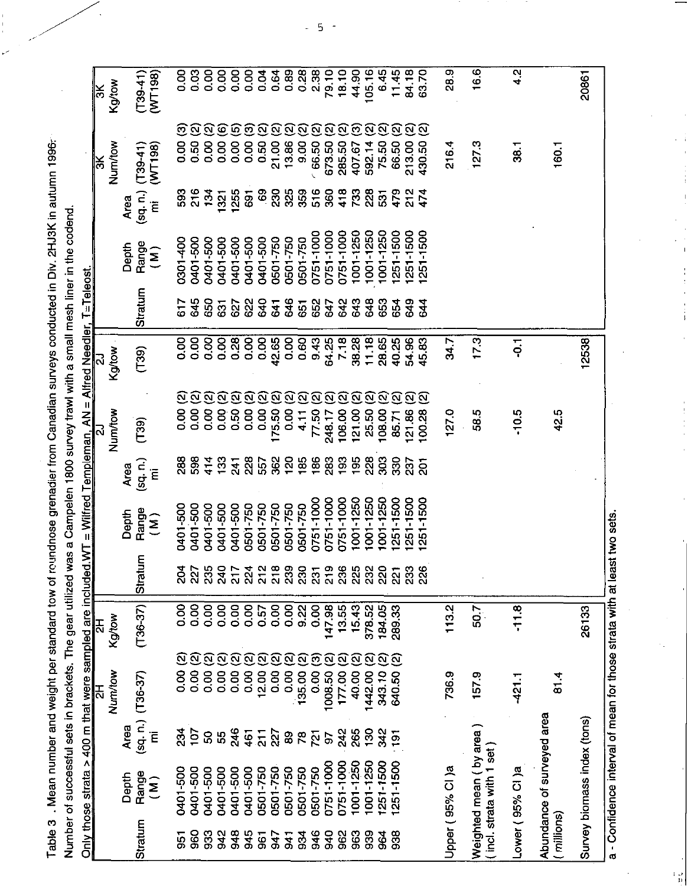Table 3 . Mean number and weight per standard tow of roundnose grenadier from Canadian surveys conducted in Div. 2HJ3K in autumn 1996. Number of successful sets in brackets. The gear utilized was a Campelen 1800 survey trawl with a small mesh liner in the codend. Only those strata > 400 m that were sampled are included.WT = Wilfred Templeman, AN = Alfred Needler, T=Teleost.

| Stratum | Depth Range (M) | Area (sq. n.) mi | 2H Num/tow (T36-37) | 2H Kg/tow (T36-37) | Stratum | Depth Range (M) | Area (sq. n.) mi | 2J Num/tow (T39) | 2J Kg/tow (T39) | Stratum | Depth Range (M) | Area (sq. n.) mi | 3K Num/tow (T39-41) (WT198) | 3K Kg/tow (T39-41) (WT198) |
|---|---|---|---|---|---|---|---|---|---|---|---|---|---|---|
| 951 | 0401-500 | 234 | 0.00 (2) | 0.00 | 204 | 0401-500 | 288 | 0.00 (2) | 0.00 | 617 | 0301-400 | 593 | 0.00 (3) | 0.00 |
| 960 | 0401-500 | 107 | 0.00 (2) | 0.00 | 227 | 0401-500 | 598 | 0.00 (2) | 0.00 | 645 | 0401-500 | 216 | 0.50 (2) | 0.03 |
| 933 | 0401-500 | 50 | 0.00 (2) | 0.00 | 235 | 0401-500 | 414 | 0.00 (2) | 0.00 | 650 | 0401-500 | 134 | 0.00 (2) | 0.00 |
| 942 | 0401-500 | 55 | 0.00 (2) | 0.00 | 240 | 0401-500 | 133 | 0.00 (2) | 0.00 | 631 | 0401-500 | 1321 | 0.00 (6) | 0.00 |
| 948 | 0401-500 | 246 | 0.00 (2) | 0.00 | 217 | 0401-500 | 241 | 0.50 (2) | 0.28 | 627 | 0401-500 | 1255 | 0.00 (5) | 0.00 |
| 945 | 0401-500 | 461 | 0.00 (2) | 0.00 | 224 | 0501-750 | 228 | 0.00 (2) | 0.00 | 622 | 0401-500 | 691 | 0.00 (3) | 0.00 |
| 961 | 0501-750 | 211 | 12.00 (2) | 0.57 | 212 | 0501-750 | 557 | 0.00 (2) | 0.00 | 640 | 0401-500 | 69 | 0.50 (2) | 0.04 |
| 947 | 0501-750 | 227 | 0.00 (2) | 0.00 | 218 | 0501-750 | 362 | 175.50 (2) | 42.65 | 641 | 0501-750 | 230 | 21.00 (2) | 0.64 |
| 941 | 0501-750 | 89 | 0.00 (2) | 0.00 | 239 | 0501-750 | 120 | 0.00 (2) | 0.00 | 646 | 0501-750 | 325 | 13.86 (2) | 0.89 |
| 934 | 0501-750 | 78 | 135.00 (2) | 9.22 | 230 | 0501-750 | 185 | 4.11 (2) | 0.60 | 651 | 0501-750 | 359 | 9.00 (2) | 0.28 |
| 946 | 0501-750 | 721 | 0.00 (3) | 0.00 | 231 | 0751-1000 | 186 | 77.50 (2) | 9.43 | 652 | 0751-1000 | 516 | 66.50 (2) | 2.38 |
| 940 | 0751-1000 | 97 | 1008.50 (2) | 147.98 | 219 | 0751-1000 | 283 | 248.17 (2) | 64.25 | 647 | 0751-1000 | 360 | 673.50 (2) | 79.10 |
| 962 | 0751-1000 | 242 | 177.00 (2) | 13.55 | 236 | 0751-1000 | 193 | 106.00 (2) | 7.18 | 642 | 0751-1000 | 418 | 285.50 (2) | 18.10 |
| 963 | 1001-1250 | 265 | 40.00 (2) | 15.43 | 225 | 1001-1250 | 195 | 121.00 (2) | 38.28 | 643 | 1001-1250 | 733 | 407.67 (3) | 44.90 |
| 939 | 1001-1250 | 130 | 1442.00 (2) | 378.52 | 232 | 1001-1250 | 228 | 25.50 (2) | 11.18 | 648 | 1001-1250 | 228 | 592.14 (2) | 105.16 |
| 964 | 1251-1500 | 342 | 343.10 (2) | 184.05 | 220 | 1001-1250 | 303 | 108.00 (2) | 28.65 | 653 | 1001-1250 | 531 | 75.50 (2) | 6.45 |
| 938 | 1251-1500 | 191 | 640.50 (2) | 289.33 | 221 | 1251-1500 | 330 | 85.71 (2) | 40.25 | 654 | 1251-1500 | 479 | 66.50 (2) | 11.45 |
| | | | | | 233 | 1251-1500 | 237 | 121.86 (2) | 54.96 | 649 | 1251-1500 | 212 | 213.00 (2) | 84.18 |
| | | | | | 226 | 1251-1500 | 201 | 100.28 (2) | 45.83 | 644 | 1251-1500 | 474 | 430.50 (2) | 63.70 |
| Upper ( 95% CI )a | | | 736.9 | 113.2 | | | | 127.0 | 34.7 | | | | 216.4 | 28.9 |
| Weighted mean ( by area ) ( incl. strata with 1 set ) | | | 157.9 | 50.7 | | | | 58.5 | 17.3 | | | | 127.3 | 16.6 |
| Lower ( 95% CI )a | | | -421.1 | -11.8 | | | | -10.5 | -0.1 | | | | 38.1 | 4.2 |
| Abundance of surveyed area ( millions) | | | 81.4 | | | | | 42.5 | | | | | 160.1 | |
| Survey biomass index (tons) | | | | 26133 | | | | | 12538 | | | | | 20861 |

a - Confidence interval of mean for those strata with at least two sets.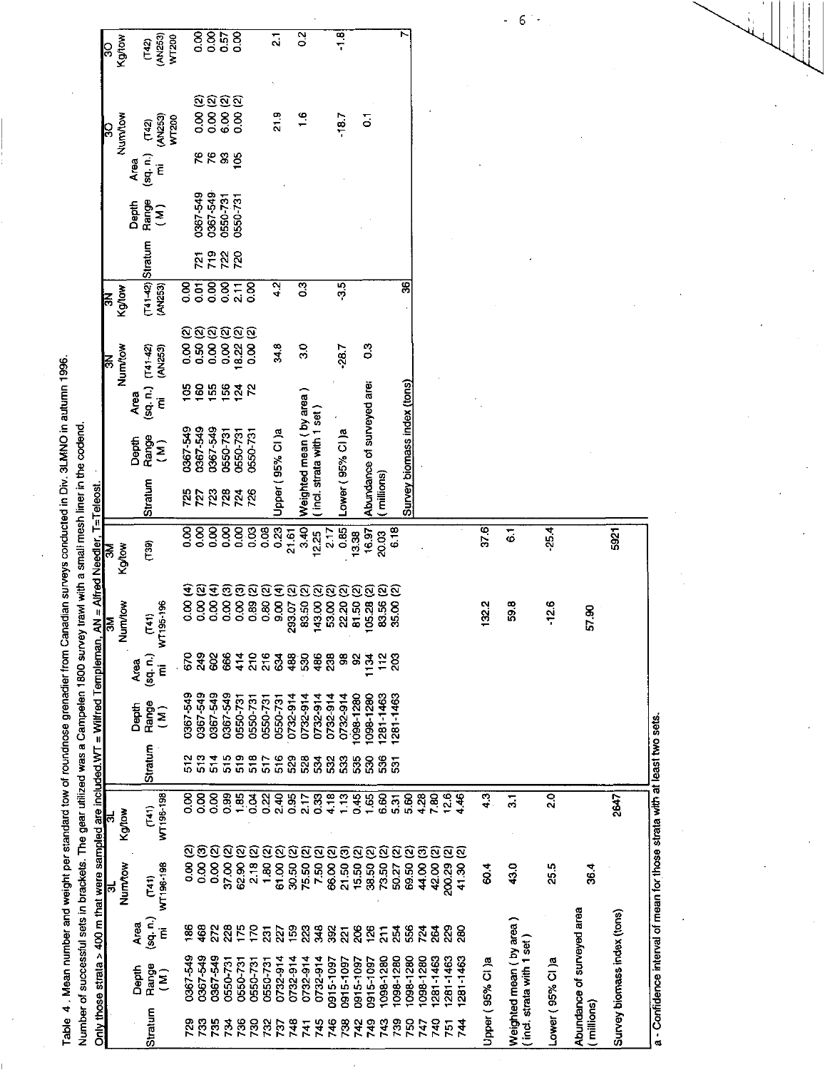Table 4. Mean number and weight per standard tow of roundnose grenadier from Canadian surveys conducted in Div. 3LMNO in autumn 1996.

Number of successful sets in brackets. The gear utilized was a Campelen 1800 survey trawl with a small mesh liner in the codend.

Only those strata > 400 m that were sampled are included.WT = Wilfred Templeman, AN = Alfred Needler, T=Teleost.

**3L**

| Stratum | Depth Range (M) | Area (sq. n.) mi | 3L Num/tow (T41) WT196-198 | 3L Kg/tow (T41) WT196-198 |
|---|---|---|---|---|
| 729 | 0367-549 | 186 | 0.00 (2) | 0.00 |
| 733 | 0367-549 | 468 | 0.00 (3) | 0.00 |
| 735 | 0367-549 | 272 | 0.00 (2) | 0.00 |
| 734 | 0550-731 | 228 | 37.00 (2) | 0.99 |
| 736 | 0550-731 | 175 | 62.90 (2) | 1.85 |
| 730 | 0550-731 | 170 | 2.18 (2) | 0.04 |
| 732 | 0550-731 | 231 | 1.80 (2) | 0.22 |
| 737 | 0732-914 | 227 | 61.00 (2) | 2.40 |
| 748 | 0732-914 | 159 | 30.50 (2) | 0.95 |
| 741 | 0732-914 | 223 | 75.50 (2) | 2.17 |
| 745 | 0732-914 | 348 | 7.50 (2) | 0.33 |
| 746 | 0915-1097 | 392 | 66.00 (2) | 4.18 |
| 738 | 0915-1097 | 221 | 21.50 (3) | 1.13 |
| 742 | 0915-1097 | 206 | 15.50 (2) | 0.45 |
| 749 | 0915-1097 | 126 | 38.50 (2) | 1.65 |
| 743 | 1098-1280 | 211 | 73.50 (2) | 6.60 |
| 739 | 1098-1280 | 254 | 50.27 (2) | 5.31 |
| 750 | 1098-1280 | 556 | 69.50 (2) | 5.60 |
| 747 | 1098-1280 | 724 | 44.00 (3) | 4.28 |
| 740 | 1281-1463 | 264 | 42.00 (2) | 7.80 |
| 751 | 1281-1463 | 229 | 200.29 (2) | 12.6 |
| 744 | 1281-1463 | 280 | 41.30 (2) | 4.46 |
| Upper ( 95% CI )a | | | 60.4 | 4.3 |
| Weighted mean ( by area ) ( incl. strata with 1 set ) | | | 43.0 | 3.1 |
| Lower ( 95% CI )a | | | 25.5 | 2.0 |
| Abundance of surveyed area ( millions) | | | 36.4 | |
| Survey biomass index (tons) | | | | 2647 |

**3M**

| Stratum | Depth Range (M) | Area (sq. n.) mi | 3M Num/tow (T41) WT195-196 | 3M Kg/tow (T39) |
|---|---|---|---|---|
| 512 | 0367-549 | 670 | 0.00 (4) | 0.00 |
| 513 | 0367-549 | 249 | 0.00 (2) | 0.00 |
| 514 | 0367-549 | 602 | 0.00 (4) | 0.00 |
| 515 | 0367-549 | 666 | 0.00 (3) | 0.00 |
| 519 | 0550-731 | 414 | 0.00 (3) | 0.00 |
| 518 | 0550-731 | 210 | 0.89 (2) | 0.03 |
| 517 | 0550-731 | 216 | 0.80 (2) | 0.08 |
| 516 | 0550-731 | 634 | 9.00 (4) | 0.23 |
| 529 | 0732-914 | 488 | 293.07 (2) | 21.61 |
| 528 | 0732-914 | 530 | 83.50 (2) | 3.40 |
| 534 | 0732-914 | 486 | 143.00 (2) | 12.25 |
| 532 | 0732-914 | 238 | 53.00 (2) | 2.17 |
| 533 | 0732-914 | 98 | 22.20 (2) | 0.85 |
| 535 | 1098-1280 | 92 | 81.50 (2) | 13.38 |
| 530 | 1098-1280 | 1134 | 105.28 (2) | 16.97 |
| 536 | 1281-1463 | 112 | 83.56 (2) | 20.03 |
| 531 | 1281-1463 | 203 | 35.00 (2) | 6.18 |
| Upper ( 95% CI )a | | | 132.2 | 37.6 |
| Weighted mean ( by area ) ( incl. strata with 1 set ) | | | 59.8 | 6.1 |
| Lower ( 95% CI )a | | | -12.6 | -25.4 |
| Abundance of surveyed area ( millions) | | | 57.90 | |
| Survey biomass index (tons) | | | | 5921 |

**3N**

| Stratum | Depth Range (M) | Area (sq. n.) mi | 3N Num/tow (T41-42) (AN253) | 3N Kg/tow (T41-42) (AN253) |
|---|---|---|---|---|
| 725 | 0367-549 | 105 | 0.00 (2) | 0.00 |
| 727 | 0367-549 | 160 | 0.50 (2) | 0.01 |
| 723 | 0367-549 | 155 | 0.00 (2) | 0.00 |
| 728 | 0550-731 | 156 | 0.00 (2) | 0.00 |
| 724 | 0550-731 | 124 | 18.22 (2) | 2.11 |
| 726 | 0550-731 | 72 | 0.00 (2) | 0.00 |
| Upper ( 95% CI )a | | | 34.8 | 4.2 |
| Weighted mean ( by area ) ( incl. strata with 1 set ) | | | 3.0 | 0.3 |
| Lower ( 95% CI )a | | | -28.7 | -3.5 |
| Abundance of surveyed area ( millions) | | | 0.3 | |
| Survey biomass index (tons) | | | | 36 |

**3O**

| Stratum | Depth Range (M) | Area (sq. n.) mi | 3O Num/tow (T42) (AN253) WT200 | 3O Kg/tow (T42) (AN253) WT200 |
|---|---|---|---|---|
| 721 | 0367-549 | 76 | 0.00 (2) | 0.00 |
| 719 | 0367-549 | 76 | 0.00 (2) | 0.00 |
| 722 | 0550-731 | 93 | 6.00 (2) | 0.57 |
| 720 | 0550-731 | 105 | 0.00 (2) | 0.00 |
| Upper ( 95% CI )a | | | 21.9 | 2.1 |
| Weighted mean ( by area ) | | | 1.6 | 0.2 |
| Lower ( 95% CI )a | | | -18.7 | -1.8 |
| Abundance of surveyed area ( millions) | | | 0.1 | |
| Survey biomass index (tons) | | | | 7 |

a - Confidence interval of mean for those strata with at least two sets.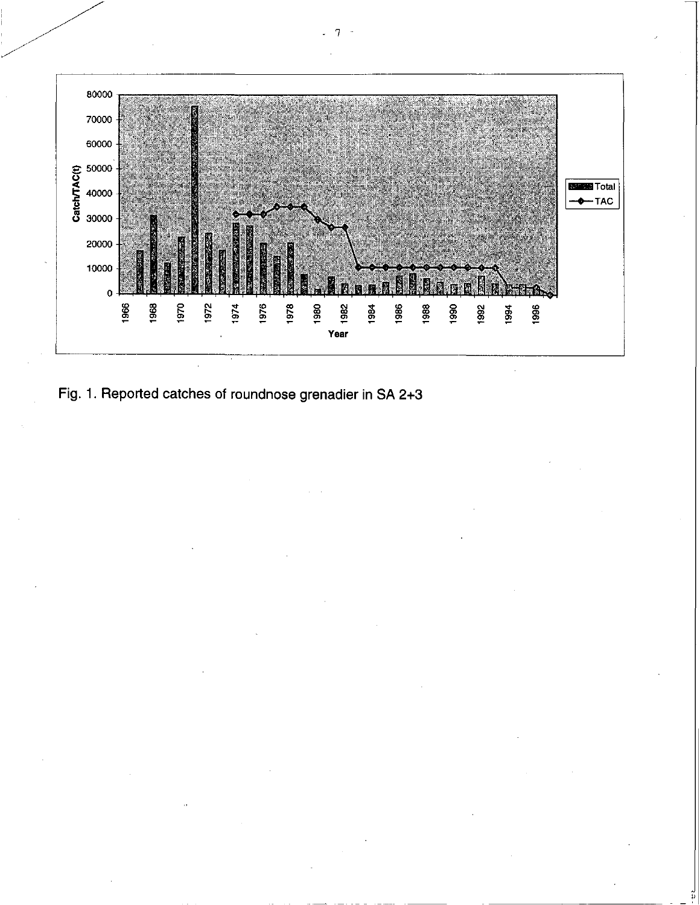Fig. 1. Reported catches of roundnose grenadier in SA 2+3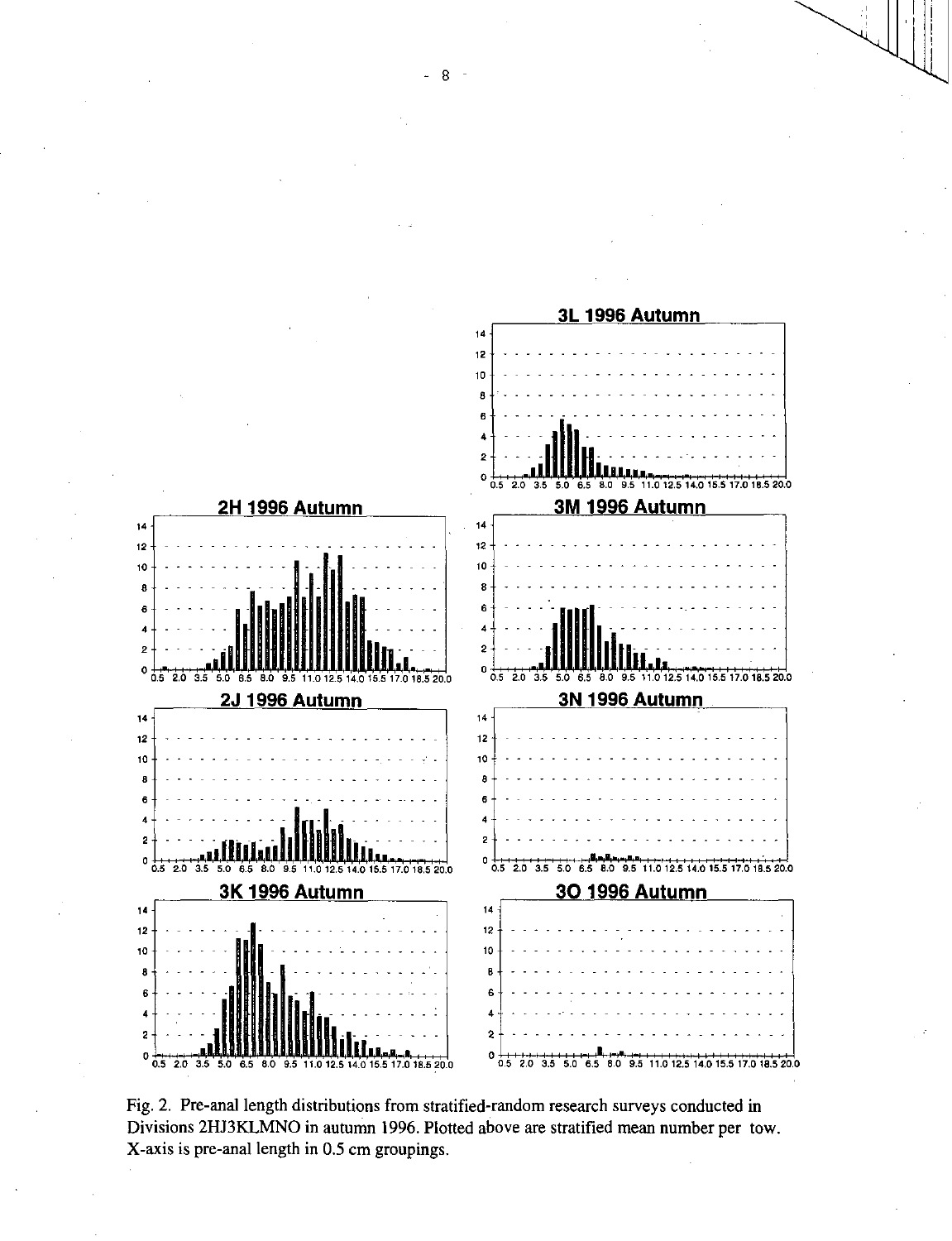3L 1996 Autumn

14
12
10
8
6
4
2
0

0.5 2.0 3.5 5.0 6.5 8.0 9.5 11.0 12.5 14.0 15.5 17.0 18.5 20.0

2H 1996 Autumn

14
12
10
8
6
4
2
0

0.5 2.0 3.5 5.0 6.5 8.0 9.5 11.0 12.5 14.0 15.5 17.0 18.5 20.0

3M 1996 Autumn

14
12
10
8
6
4
2
0

0.5 2.0 3.5 5.0 6.5 8.0 9.5 11.0 12.5 14.0 15.5 17.0 18.5 20.0

2J 1996 Autumn

14
12
10
8
6
4
2
0

0.5 2.0 3.5 5.0 6.5 8.0 9.5 11.0 12.5 14.0 15.5 17.0 18.5 20.0

3N 1996 Autumn

14
12
10
8
6
4
2
0

0.5 2.0 3.5 5.0 6.5 8.0 9.5 11.0 12.5 14.0 15.5 17.0 18.5 20.0

3K 1996 Autumn

14
12
10
8
6
4
2
0

0.5 2.0 3.5 5.0 6.5 8.0 9.5 11.0 12.5 14.0 15.5 17.0 18.5 20.0

3O 1996 Autumn

14
12
10
8
6
4
2
0

0.5 2.0 3.5 5.0 6.5 8.0 9.5 11.0 12.5 14.0 15.5 17.0 18.5 20.0

Fig. 2. Pre-anal length distributions from stratified-random research surveys conducted in Divisions 2HJ3KLMNO in autumn 1996. Plotted above are stratified mean number per tow. X-axis is pre-anal length in 0.5 cm groupings.